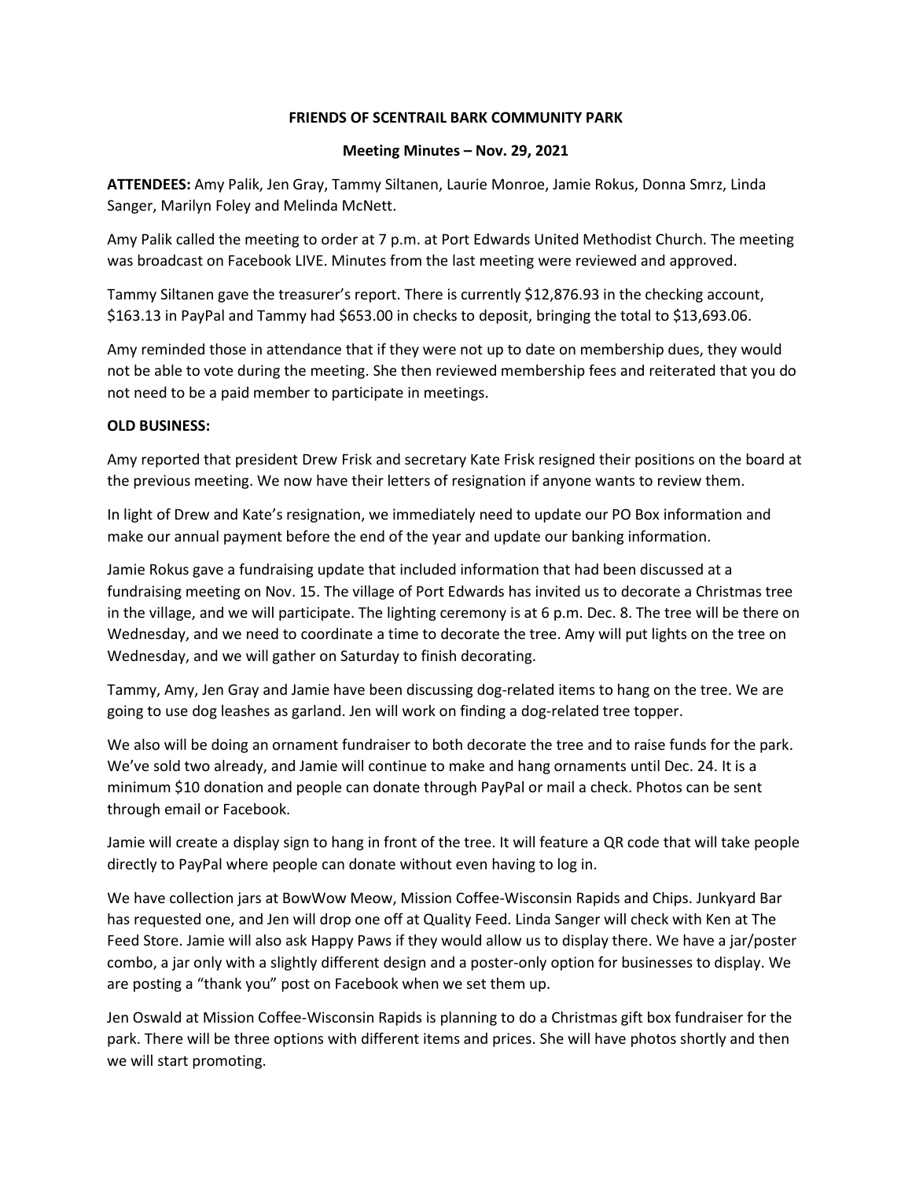**FRIENDS OF SCENTRAIL BARK COMMUNITY PARK**

**Meeting Minutes – Nov. 29, 2021**

**ATTENDEES:** Amy Palik, Jen Gray, Tammy Siltanen, Laurie Monroe, Jamie Rokus, Donna Smrz, Linda Sanger, Marilyn Foley and Melinda McNett.

Amy Palik called the meeting to order at 7 p.m. at Port Edwards United Methodist Church. The meeting was broadcast on Facebook LIVE. Minutes from the last meeting were reviewed and approved.

Tammy Siltanen gave the treasurer's report. There is currently $12,876.93 in the checking account, $163.13 in PayPal and Tammy had $653.00 in checks to deposit, bringing the total to $13,693.06.

Amy reminded those in attendance that if they were not up to date on membership dues, they would not be able to vote during the meeting. She then reviewed membership fees and reiterated that you do not need to be a paid member to participate in meetings.

**OLD BUSINESS:**

Amy reported that president Drew Frisk and secretary Kate Frisk resigned their positions on the board at the previous meeting. We now have their letters of resignation if anyone wants to review them.

In light of Drew and Kate's resignation, we immediately need to update our PO Box information and make our annual payment before the end of the year and update our banking information.

Jamie Rokus gave a fundraising update that included information that had been discussed at a fundraising meeting on Nov. 15. The village of Port Edwards has invited us to decorate a Christmas tree in the village, and we will participate. The lighting ceremony is at 6 p.m. Dec. 8. The tree will be there on Wednesday, and we need to coordinate a time to decorate the tree. Amy will put lights on the tree on Wednesday, and we will gather on Saturday to finish decorating.

Tammy, Amy, Jen Gray and Jamie have been discussing dog-related items to hang on the tree. We are going to use dog leashes as garland. Jen will work on finding a dog-related tree topper.

We also will be doing an ornament fundraiser to both decorate the tree and to raise funds for the park. We've sold two already, and Jamie will continue to make and hang ornaments until Dec. 24. It is a minimum $10 donation and people can donate through PayPal or mail a check. Photos can be sent through email or Facebook.

Jamie will create a display sign to hang in front of the tree. It will feature a QR code that will take people directly to PayPal where people can donate without even having to log in.

We have collection jars at BowWow Meow, Mission Coffee-Wisconsin Rapids and Chips. Junkyard Bar has requested one, and Jen will drop one off at Quality Feed. Linda Sanger will check with Ken at The Feed Store. Jamie will also ask Happy Paws if they would allow us to display there. We have a jar/poster combo, a jar only with a slightly different design and a poster-only option for businesses to display. We are posting a "thank you" post on Facebook when we set them up.

Jen Oswald at Mission Coffee-Wisconsin Rapids is planning to do a Christmas gift box fundraiser for the park. There will be three options with different items and prices. She will have photos shortly and then we will start promoting.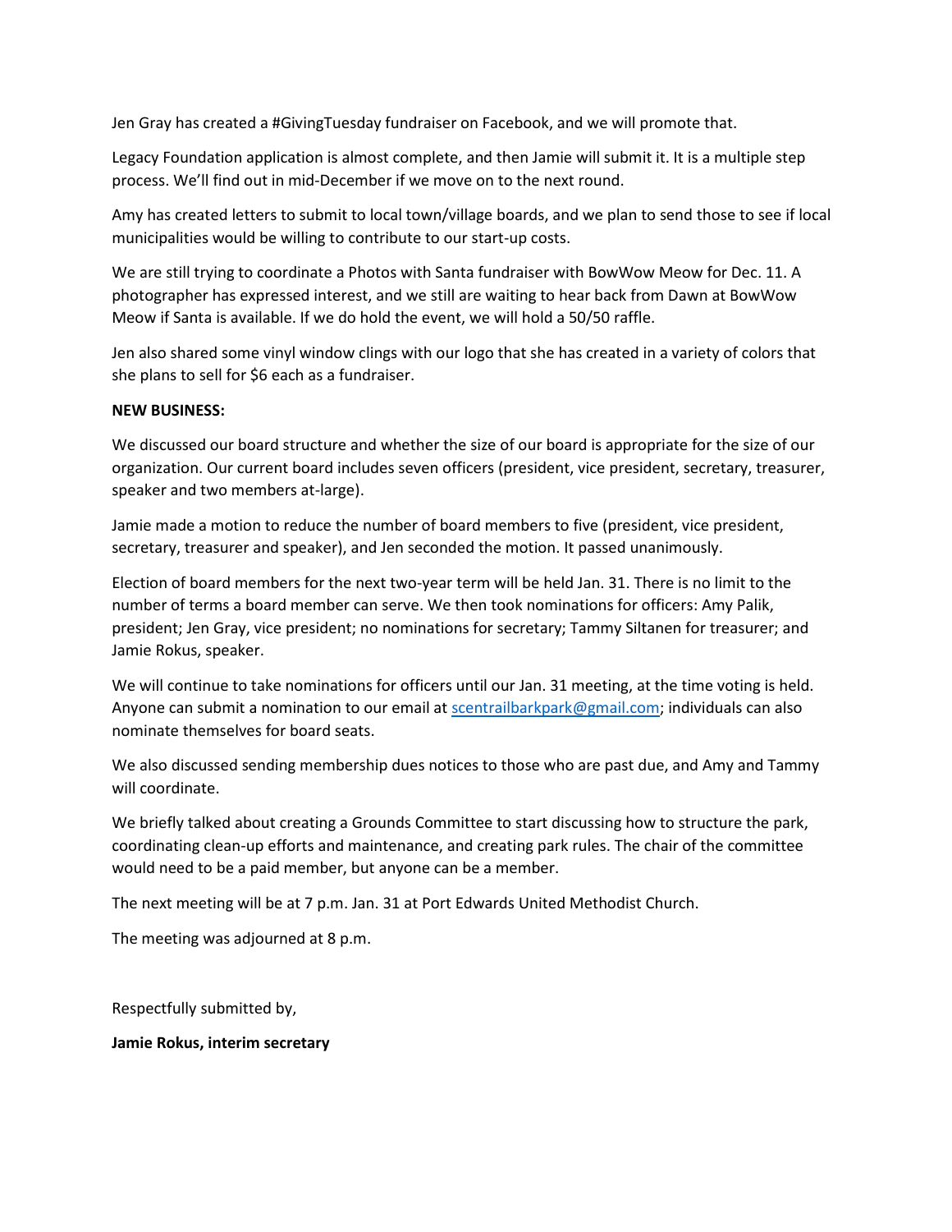Jen Gray has created a #GivingTuesday fundraiser on Facebook, and we will promote that.

Legacy Foundation application is almost complete, and then Jamie will submit it. It is a multiple step process. We'll find out in mid-December if we move on to the next round.

Amy has created letters to submit to local town/village boards, and we plan to send those to see if local municipalities would be willing to contribute to our start-up costs.

We are still trying to coordinate a Photos with Santa fundraiser with BowWow Meow for Dec. 11. A photographer has expressed interest, and we still are waiting to hear back from Dawn at BowWow Meow if Santa is available. If we do hold the event, we will hold a 50/50 raffle.

Jen also shared some vinyl window clings with our logo that she has created in a variety of colors that she plans to sell for $6 each as a fundraiser.

**NEW BUSINESS:**

We discussed our board structure and whether the size of our board is appropriate for the size of our organization. Our current board includes seven officers (president, vice president, secretary, treasurer, speaker and two members at-large).

Jamie made a motion to reduce the number of board members to five (president, vice president, secretary, treasurer and speaker), and Jen seconded the motion. It passed unanimously.

Election of board members for the next two-year term will be held Jan. 31. There is no limit to the number of terms a board member can serve. We then took nominations for officers: Amy Palik, president; Jen Gray, vice president; no nominations for secretary; Tammy Siltanen for treasurer; and Jamie Rokus, speaker.

We will continue to take nominations for officers until our Jan. 31 meeting, at the time voting is held. Anyone can submit a nomination to our email at scentrailbarkpark@gmail.com; individuals can also nominate themselves for board seats.

We also discussed sending membership dues notices to those who are past due, and Amy and Tammy will coordinate.

We briefly talked about creating a Grounds Committee to start discussing how to structure the park, coordinating clean-up efforts and maintenance, and creating park rules. The chair of the committee would need to be a paid member, but anyone can be a member.

The next meeting will be at 7 p.m. Jan. 31 at Port Edwards United Methodist Church.

The meeting was adjourned at 8 p.m.

Respectfully submitted by,

**Jamie Rokus, interim secretary**